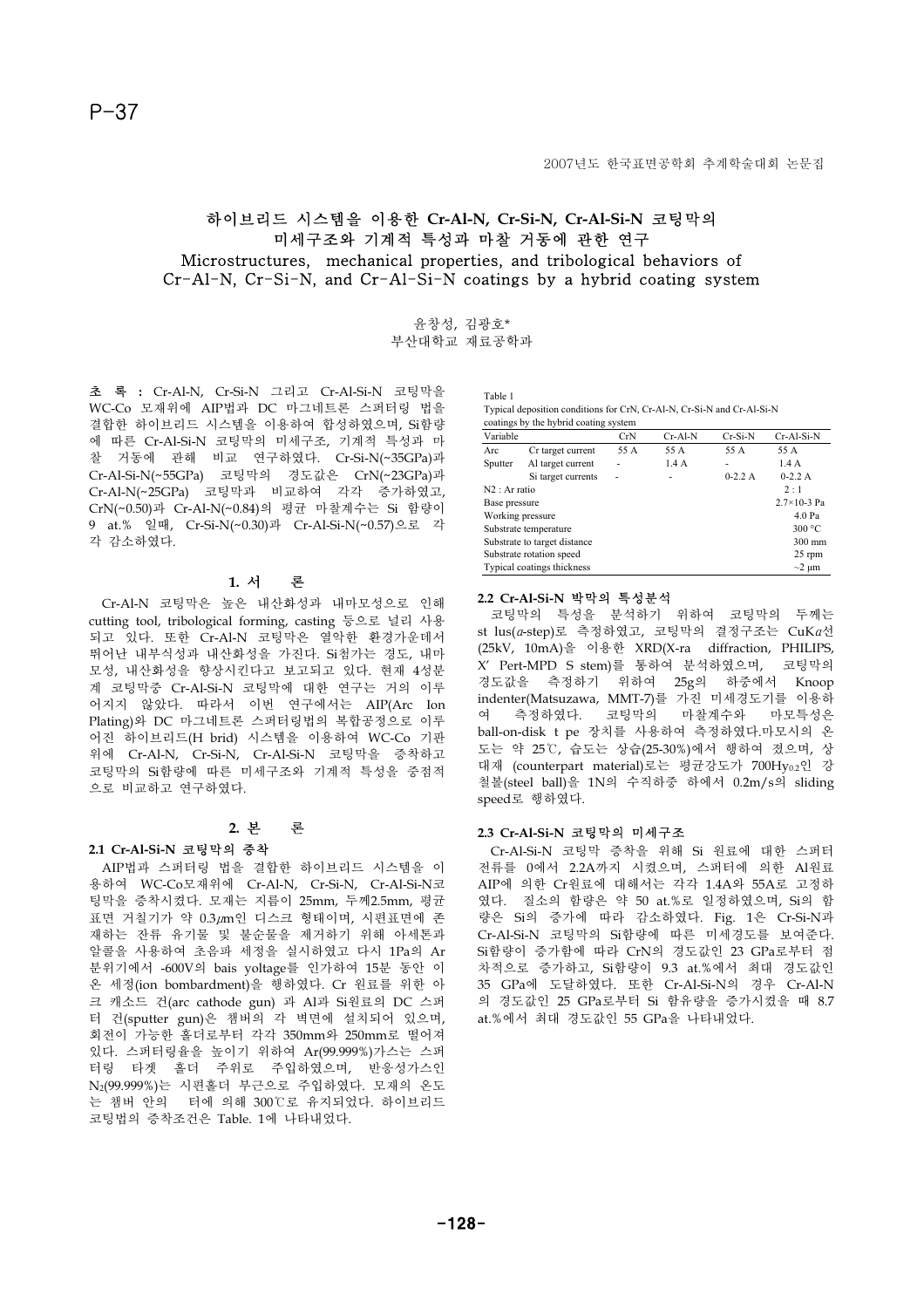P-37

# 하이브리드 시스템을 이용한 Cr-Al-N, Cr-Si-N, Cr-Al-Si-N 코팅막의 미세구조와 기계적 특성과 마찰 거동에 관한 연구

## Microstructures, mechanical properties, and tribological behaviors of Cr-Al-N, Cr-Si-N, and Cr-Al-Si-N coatings by a hybrid coating system

윤창성, 김광호*
부산대학교 재료공학과

**초 록 :** Cr-Al-N, Cr-Si-N 그리고 Cr-Al-Si-N 코팅막을 WC-Co 모재위에 AIP법과 DC 마그네트론 스퍼터링 법을 결합한 하이브리드 시스템을 이용하여 합성하였으며, Si함량에 따른 Cr-Al-Si-N 코팅막의 미세구조, 기계적 특성과 마찰 거동에 관해 비교 연구하였다. Cr-Si-N(~35GPa)과 Cr-Al-Si-N(~55GPa) 코팅막의 경도값은 CrN(~23GPa)과 Cr-Al-N(~25GPa) 코팅막과 비교하여 각각 증가하였고, CrN(~0.50)과 Cr-Al-N(~0.84)의 평균 마찰계수는 Si 함량이 9 at.% 일때, Cr-Si-N(~0.30)과 Cr-Al-Si-N(~0.57)으로 각각 감소하였다.

## 1. 서 론

Cr-Al-N 코팅막은 높은 내산화성과 내마모성으로 인해 cutting tool, tribological forming, casting 등으로 널리 사용되고 있다. 또한 Cr-Al-N 코팅막은 열악한 환경가운데서 뛰어난 내부식성과 내산화성을 가진다. Si첨가는 경도, 내마모성, 내산화성을 향상시킨다고 보고되고 있다. 현재 4성분계 코팅막중 Cr-Al-Si-N 코팅막에 대한 연구는 거의 이루어지지 않았다. 따라서 이번 연구에서는 AIP(Arc Ion Plating)와 DC 마그네트론 스퍼터링법의 복합공정으로 이루어진 하이브리드(H brid) 시스템을 이용하여 WC-Co 기판위에 Cr-Al-N, Cr-Si-N, Cr-Al-Si-N 코팅막을 증착하고 코팅막의 Si함량에 따른 미세구조와 기계적 특성을 중점적으로 비교하고 연구하였다.

## 2. 본 론

### 2.1 Cr-Al-Si-N 코팅막의 증착

AIP법과 스퍼터링 법을 결합한 하이브리드 시스템을 이용하여 WC-Co모재위에 Cr-Al-N, Cr-Si-N, Cr-Al-Si-N코팅막을 증착시켰다. 모재는 지름이 25mm, 두께2.5mm, 평균 표면 거칠기가 약 0.3㎛인 디스크 형태이며, 시편표면에 존재하는 잔류 유기물 및 불순물을 제거하기 위해 아세톤과 알콜을 사용하여 초음파 세정을 실시하였고 다시 1Pa의 Ar 분위기에서 -600V의 bais voltage를 인가하여 15분 동안 이온 세정(ion bombardment)을 행하였다. Cr 원료를 위한 아크 캐소드 건(arc cathode gun) 과 Al과 Si원료의 DC 스퍼터 건(sputter gun)은 챔버의 각 벽면에 설치되어 있으며, 회전이 가능한 홀더로부터 각각 350mm와 250mm로 떨어져 있다. 스퍼터링율을 높이기 위하여 Ar(99.999%)가스는 스퍼터링 타겟 홀더 주위로 주입하였으며, 반응성가스인 $N_2$(99.999%)는 시편홀더 부근으로 주입하였다. 모재의 온도는 챔버 안의 터에 의해 300℃로 유지되었다. 하이브리드 코팅법의 증착조건은 Table. 1에 나타내었다.

Table 1
Typical deposition conditions for CrN, Cr-Al-N, Cr-Si-N and Cr-Al-Si-N coatings by the hybrid coating system

| Variable | | CrN | Cr-Al-N | Cr-Si-N | Cr-Al-Si-N |
|---|---|---|---|---|---|
| Arc | Cr target current | 55 A | 55 A | 55 A | 55 A |
| Sputter | Al target current | - | 1.4 A | - | 1.4 A |
| | Si target currents | - | - | 0-2.2 A | 0-2.2 A |
| N2 : Ar ratio | | | | | 2 : 1 |
| Base pressure | | | | | 2.7×10-3 Pa |
| Working pressure | | | | | 4.0 Pa |
| Substrate temperature | | | | | 300 °C |
| Substrate to target distance | | | | | 300 mm |
| Substrate rotation speed | | | | | 25 rpm |
| Typical coatings thickness | | | | | ~2 μm |

### 2.2 Cr-Al-Si-N 박막의 특성분석

코팅막의 특성을 분석하기 위하여 코팅막의 두께는 st lus($\alpha$-step)로 측정하였고, 코팅막의 결정구조는 CuK$\alpha$선(25kV, 10mA)을 이용한 XRD(X-ra diffraction, PHILIPS, X' Pert-MPD S stem)를 통하여 분석하였으며, 코팅막의 경도값을 측정하기 위하여 25g의 하중에서 Knoop indenter(Matsuzawa, MMT-7)를 가진 미세경도기를 이용하여 측정하였다. 코팅막의 마찰계수와 마모특성은 ball-on-disk t pe 장치를 사용하여 측정하였다.마모시의 온도는 약 25℃, 습도는 상습(25-30%)에서 행하여 졌으며, 상대재 (counterpart material)로는 평균강도가 700$Hy_{0.2}$인 강철볼(steel ball)을 1N의 수직하중 하에서 0.2m/s의 sliding speed로 행하였다.

### 2.3 Cr-Al-Si-N 코팅막의 미세구조

Cr-Al-Si-N 코팅막 증착을 위해 Si 원료에 대한 스퍼터 전류를 0에서 2.2A까지 시켰으며, 스퍼터에 의한 Al원료 AIP에 의한 Cr원료에 대해서는 각각 1.4A와 55A로 고정하였다. 질소의 함량은 약 50 at.%로 일정하였으며, Si의 함량은 Si의 증가에 따라 감소하였다. Fig. 1은 Cr-Si-N과 Cr-Al-Si-N 코팅막의 Si함량에 따른 미세경도를 보여준다. Si함량이 증가함에 따라 CrN의 경도값인 23 GPa로부터 점차적으로 증가하고, Si함량이 9.3 at.%에서 최대 경도값인 35 GPa에 도달하였다. 또한 Cr-Al-Si-N의 경우 Cr-Al-N의 경도값인 25 GPa로부터 Si 함유량을 증가시켰을 때 8.7 at.%에서 최대 경도값인 55 GPa을 나타내었다.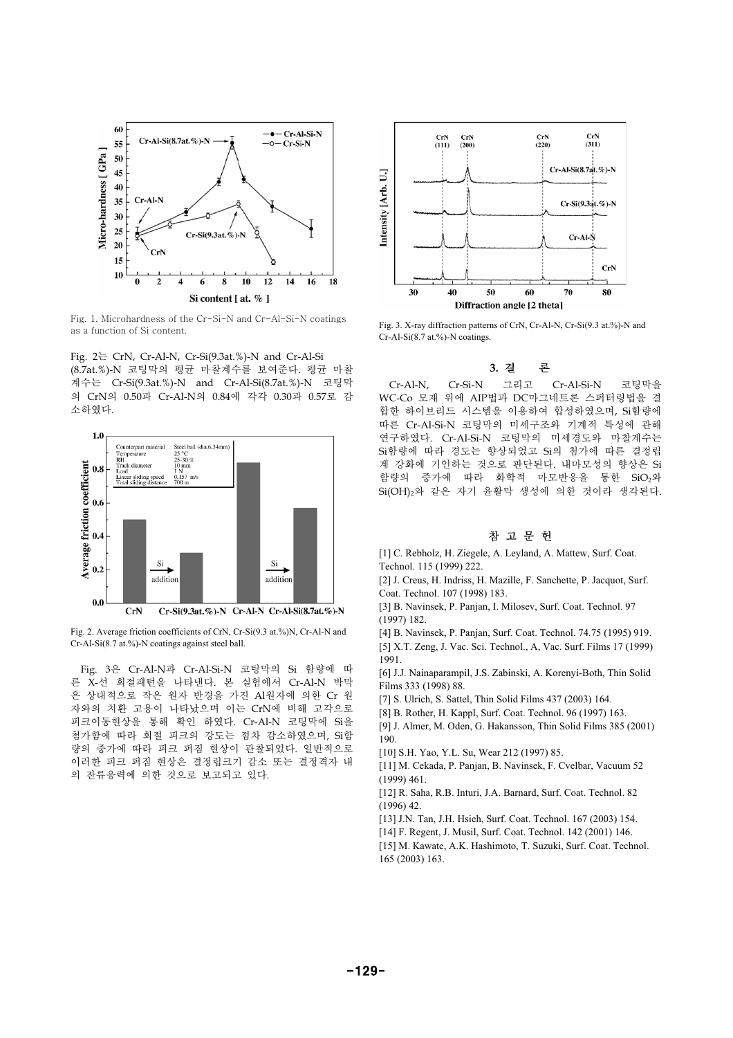Si content [ at. % ]

Micro-hardness [ GPa ]

60 55 50 45 40 35 30 25 20 15 10

0 2 4 6 8 10 12 14 16 18

Cr-Al-Si-N

Cr-Si-N

Cr-Al-Si(8.7at.%)-N

Cr-Al-N

CrN

Cr-Si(9.3at.%)-N

Fig. 1. Microhardness of the Cr-Si-N and Cr-Al-Si-N coatings as a function of Si content.

Fig. 2는 CrN, Cr-Al-N, Cr-Si(9.3at.%)-N and Cr-Al-Si(8.7at.%)-N 코팅막의 평균 마찰계수를 보여준다. 평균 마찰계수는 Cr-Si(9.3at.%)-N and Cr-Al-Si(8.7at.%)-N 코팅막의 CrN의 0.50과 Cr-Al-N의 0.84에 각각 0.30과 0.57로 감소하였다.

Average friction coefficient

1.0 0.8 0.6 0.4 0.2 0.0

Counterpart material: Steel ball (dia.6.34mm)
Temperature: 25 °C
RH: 25-30 %
Track diameter: 10 mm
Load: 1 N
Linear sliding speed: 0.157 m/s
Total sliding distance: 700 m

Si addition

Si addition

CrN Cr-Si(9.3at.%)-N Cr-Al-N Cr-Al-Si(8.7at.%)-N

Fig. 2. Average friction coefficients of CrN, Cr-Si(9.3 at.%)N, Cr-Al-N and Cr-Al-Si(8.7 at.%)-N coatings against steel ball.

Fig. 3은 Cr-Al-N과 Cr-Al-Si-N 코팅막의 Si 함량에 따른 X-선 회절패턴을 나타낸다. 본 실험에서 Cr-Al-N 박막은 상대적으로 작은 원자 반경을 가진 Al원자에 의한 Cr 원자와의 치환 고용이 나타났으며 이는 CrN에 비해 고각으로 피크이동현상을 통해 확인 하였다. Cr-Al-N 코팅막에 Si을 첨가함에 따라 회절 피크의 강도는 점차 감소하였으며, Si함량의 증가에 따라 피크 퍼짐 현상이 관찰되었다. 일반적으로 이러한 피크 퍼짐 현상은 결정립크기 감소 또는 결정격자 내의 잔류응력에 의한 것으로 보고되고 있다.

Intensity [Arb. U.]

CrN (111) CrN (200) CrN (220) CrN (311)

Cr-Al-Si(8.7at.%)-N

Cr-Si(9.3at.%)-N

Cr-Al-N

CrN

30 40 50 60 70 80

Diffraction angle [2 theta]

Fig. 3. X-ray diffraction patterns of CrN, Cr-Al-N, Cr-Si(9.3 at.%)-N and Cr-Al-Si(8.7 at.%)-N coatings.

## 3. 결 론

Cr-Al-N, Cr-Si-N 그리고 Cr-Al-Si-N 코팅막을 WC-Co 모재 위에 AIP법과 DC마그네트론 스퍼터링법을 결합한 하이브리드 시스템을 이용하여 합성하였으며, Si함량에 따른 Cr-Al-Si-N 코팅막의 미세구조와 기계적 특성에 관해 연구하였다. Cr-Al-Si-N 코팅막의 미세경도와 마찰계수는 Si함량에 따라 경도는 향상되었고 Si의 첨가에 따른 결정립계 강화에 기인하는 것으로 판단된다. 내마모성의 향상은 Si 함량의 증가에 따라 화학적 마모반응을 통한 $SiO_2$와 $Si(OH)_2$와 같은 자기 윤활막 생성에 의한 것이라 생각된다.

## 참 고 문 헌

[1] C. Rebholz, H. Ziegele, A. Leyland, A. Mattew, Surf. Coat. Technol. 115 (1999) 222.

[2] J. Creus, H. Indriss, H. Mazille, F. Sanchette, P. Jacquot, Surf. Coat. Technol. 107 (1998) 183.

[3] B. Navinsek, P. Panjan, I. Milosev, Surf. Coat. Technol. 97 (1997) 182.

[4] B. Navinsek, P. Panjan, Surf. Coat. Technol. 74.75 (1995) 919.

[5] X.T. Zeng, J. Vac. Sci. Technol., A, Vac. Surf. Films 17 (1999) 1991.

[6] J.J. Nainaparampil, J.S. Zabinski, A. Korenyi-Both, Thin Solid Films 333 (1998) 88.

[7] S. Ulrich, S. Sattel, Thin Solid Films 437 (2003) 164.

[8] B. Rother, H. Kappl, Surf. Coat. Technol. 96 (1997) 163.

[9] J. Almer, M. Oden, G. Hakansson, Thin Solid Films 385 (2001) 190.

[10] S.H. Yao, Y.L. Su, Wear 212 (1997) 85.

[11] M. Cekada, P. Panjan, B. Navinsek, F. Cvelbar, Vacuum 52 (1999) 461.

[12] R. Saha, R.B. Inturi, J.A. Barnard, Surf. Coat. Technol. 82 (1996) 42.

[13] J.N. Tan, J.H. Hsieh, Surf. Coat. Technol. 167 (2003) 154.

[14] F. Regent, J. Musil, Surf. Coat. Technol. 142 (2001) 146.

[15] M. Kawate, A.K. Hashimoto, T. Suzuki, Surf. Coat. Technol. 165 (2003) 163.